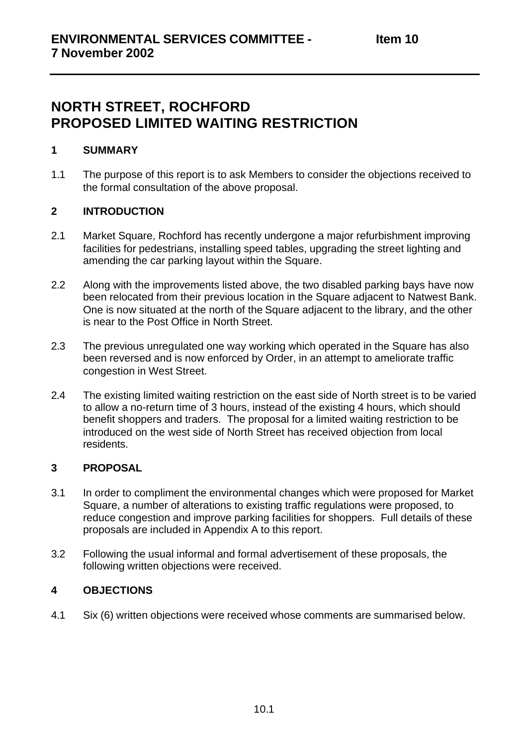**ENVIRONMENTAL SERVICES COMMITTEE - 7 November 2002** **Item 10**

# NORTH STREET, ROCHFORD PROPOSED LIMITED WAITING RESTRICTION

## 1 SUMMARY

1.1 The purpose of this report is to ask Members to consider the objections received to the formal consultation of the above proposal.

## 2 INTRODUCTION

2.1 Market Square, Rochford has recently undergone a major refurbishment improving facilities for pedestrians, installing speed tables, upgrading the street lighting and amending the car parking layout within the Square.

2.2 Along with the improvements listed above, the two disabled parking bays have now been relocated from their previous location in the Square adjacent to Natwest Bank. One is now situated at the north of the Square adjacent to the library, and the other is near to the Post Office in North Street.

2.3 The previous unregulated one way working which operated in the Square has also been reversed and is now enforced by Order, in an attempt to ameliorate traffic congestion in West Street.

2.4 The existing limited waiting restriction on the east side of North street is to be varied to allow a no-return time of 3 hours, instead of the existing 4 hours, which should benefit shoppers and traders. The proposal for a limited waiting restriction to be introduced on the west side of North Street has received objection from local residents.

## 3 PROPOSAL

3.1 In order to compliment the environmental changes which were proposed for Market Square, a number of alterations to existing traffic regulations were proposed, to reduce congestion and improve parking facilities for shoppers. Full details of these proposals are included in Appendix A to this report.

3.2 Following the usual informal and formal advertisement of these proposals, the following written objections were received.

## 4 OBJECTIONS

4.1 Six (6) written objections were received whose comments are summarised below.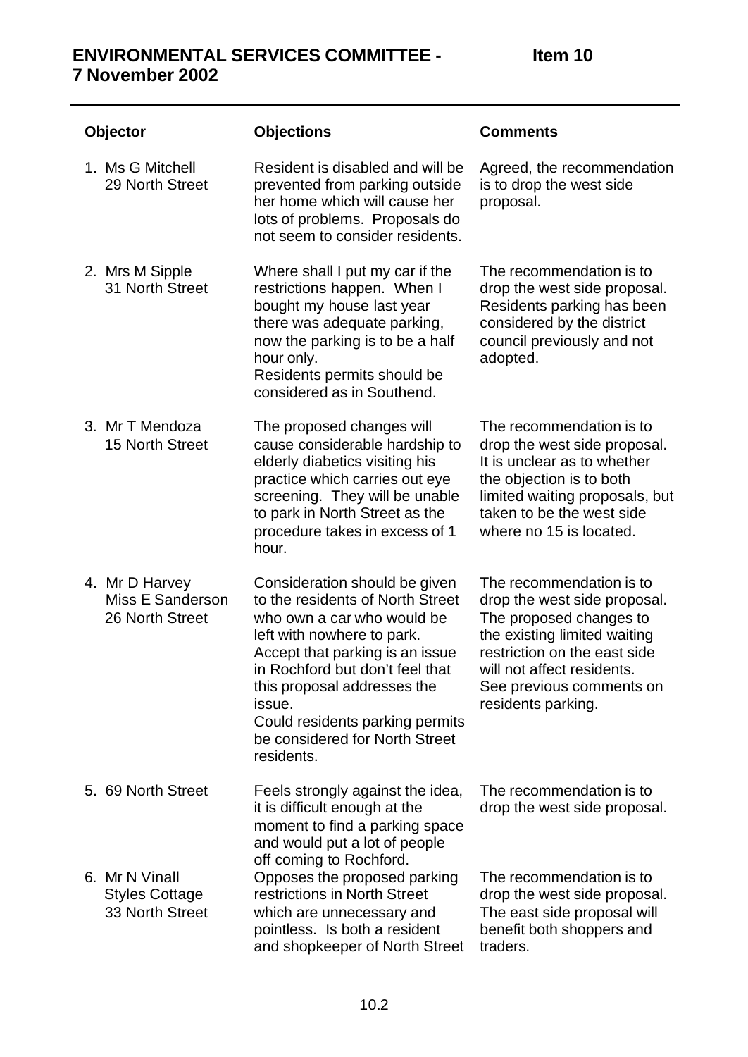**ENVIRONMENTAL SERVICES COMMITTEE - 7 November 2002** **Item 10**

| Objector | Objections | Comments |
|---|---|---|
| 1. Ms G Mitchell 29 North Street | Resident is disabled and will be prevented from parking outside her home which will cause her lots of problems. Proposals do not seem to consider residents. | Agreed, the recommendation is to drop the west side proposal. |
| 2. Mrs M Sipple 31 North Street | Where shall I put my car if the restrictions happen. When I bought my house last year there was adequate parking, now the parking is to be a half hour only. Residents permits should be considered as in Southend. | The recommendation is to drop the west side proposal. Residents parking has been considered by the district council previously and not adopted. |
| 3. Mr T Mendoza 15 North Street | The proposed changes will cause considerable hardship to elderly diabetics visiting his practice which carries out eye screening. They will be unable to park in North Street as the procedure takes in excess of 1 hour. | The recommendation is to drop the west side proposal. It is unclear as to whether the objection is to both limited waiting proposals, but taken to be the west side where no 15 is located. |
| 4. Mr D Harvey Miss E Sanderson 26 North Street | Consideration should be given to the residents of North Street who own a car who would be left with nowhere to park. Accept that parking is an issue in Rochford but don't feel that this proposal addresses the issue. Could residents parking permits be considered for North Street residents. | The recommendation is to drop the west side proposal. The proposed changes to the existing limited waiting restriction on the east side will not affect residents. See previous comments on residents parking. |
| 5. 69 North Street | Feels strongly against the idea, it is difficult enough at the moment to find a parking space and would put a lot of people off coming to Rochford. | The recommendation is to drop the west side proposal. |
| 6. Mr N Vinall Styles Cottage 33 North Street | Opposes the proposed parking restrictions in North Street which are unnecessary and pointless. Is both a resident and shopkeeper of North Street | The recommendation is to drop the west side proposal. The east side proposal will benefit both shoppers and traders. |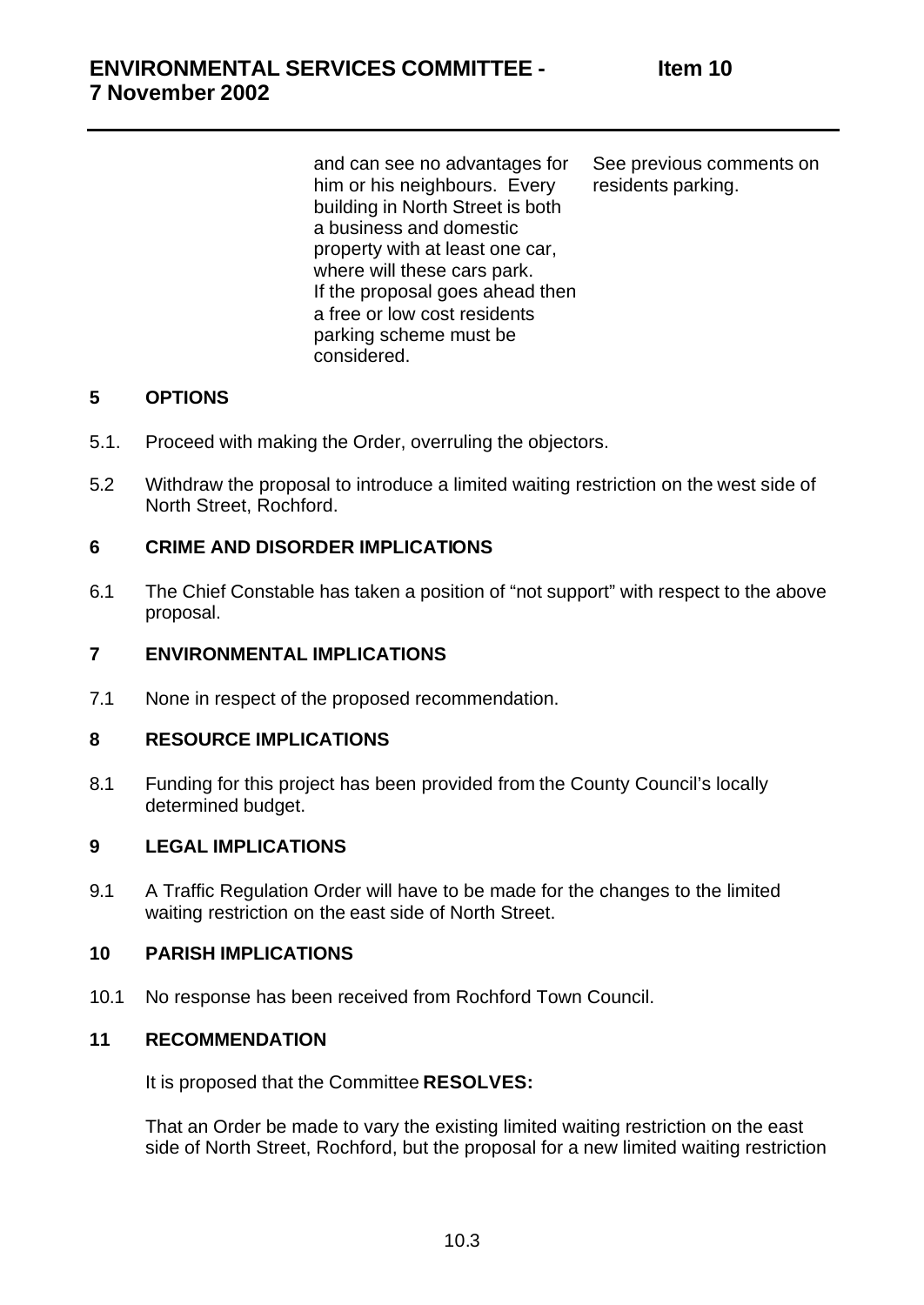| | | |
|---|---|---|
| | and can see no advantages for him or his neighbours. Every building in North Street is both a business and domestic property with at least one car, where will these cars park. If the proposal goes ahead then a free or low cost residents parking scheme must be considered. | See previous comments on residents parking. |

## 5 OPTIONS

5.1. Proceed with making the Order, overruling the objectors.

5.2 Withdraw the proposal to introduce a limited waiting restriction on the west side of North Street, Rochford.

## 6 CRIME AND DISORDER IMPLICATIONS

6.1 The Chief Constable has taken a position of "not support" with respect to the above proposal.

## 7 ENVIRONMENTAL IMPLICATIONS

7.1 None in respect of the proposed recommendation.

## 8 RESOURCE IMPLICATIONS

8.1 Funding for this project has been provided from the County Council's locally determined budget.

## 9 LEGAL IMPLICATIONS

9.1 A Traffic Regulation Order will have to be made for the changes to the limited waiting restriction on the east side of North Street.

## 10 PARISH IMPLICATIONS

10.1 No response has been received from Rochford Town Council.

## 11 RECOMMENDATION

It is proposed that the Committee **RESOLVES:**

That an Order be made to vary the existing limited waiting restriction on the east side of North Street, Rochford, but the proposal for a new limited waiting restriction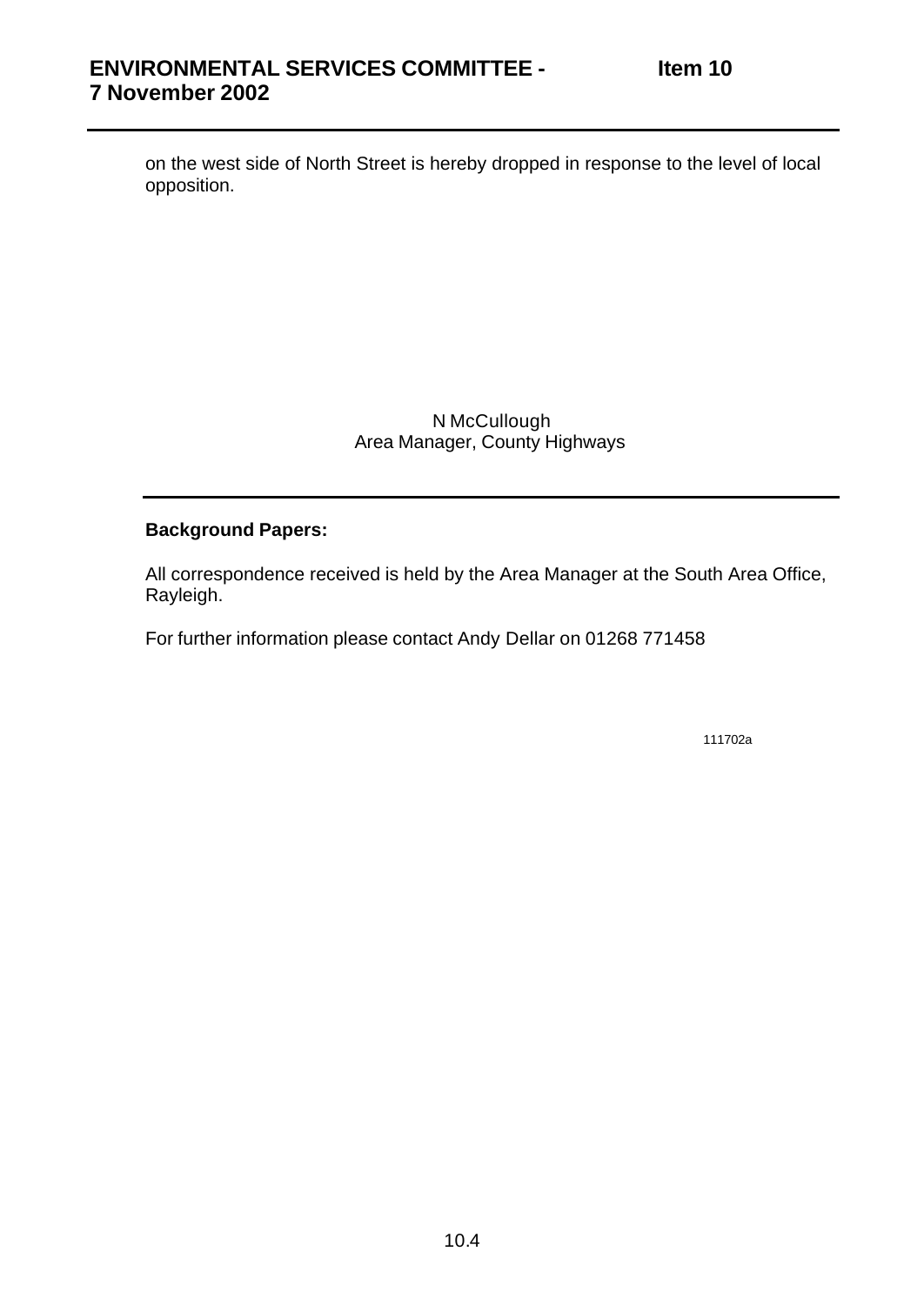on the west side of North Street is hereby dropped in response to the level of local opposition.

N McCullough
Area Manager, County Highways

---

**Background Papers:**

All correspondence received is held by the Area Manager at the South Area Office, Rayleigh.

For further information please contact Andy Dellar on 01268 771458

111702a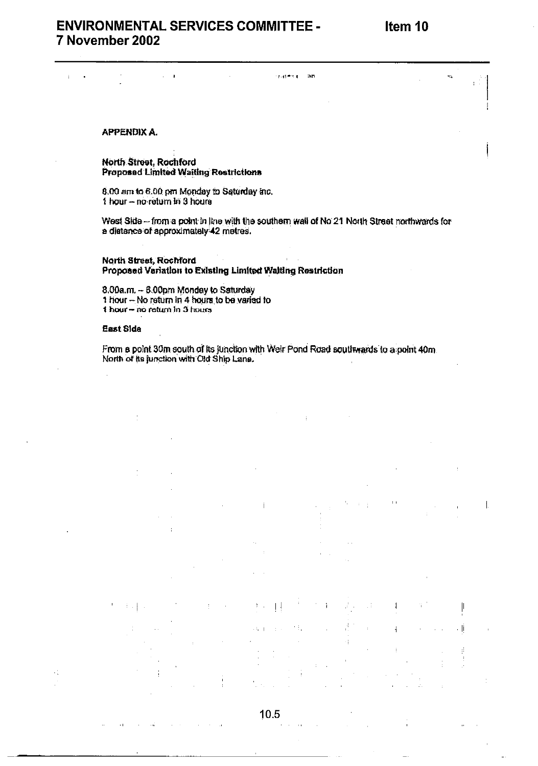## APPENDIX A.

**North Street, Rochford**
**Proposed Limited Waiting Restrictions**

8.00 am to 6.00 pm Monday to Saturday inc.
1 hour – no return in 3 hours

West Side – from a point in line with the southern wall of No 21 North Street northwards for a distance of approximately 42 metres.

**North Street, Rochford**
**Proposed Variation to Existing Limited Waiting Restriction**

8.00a.m. – 6.00pm Monday to Saturday
1 hour – No return in 4 hours to be varied to
1 hour – no return in 3 hours

**East Side**

From a point 30m south of its junction with Weir Pond Road southwards to a point 40m North of its junction with Old Ship Lane.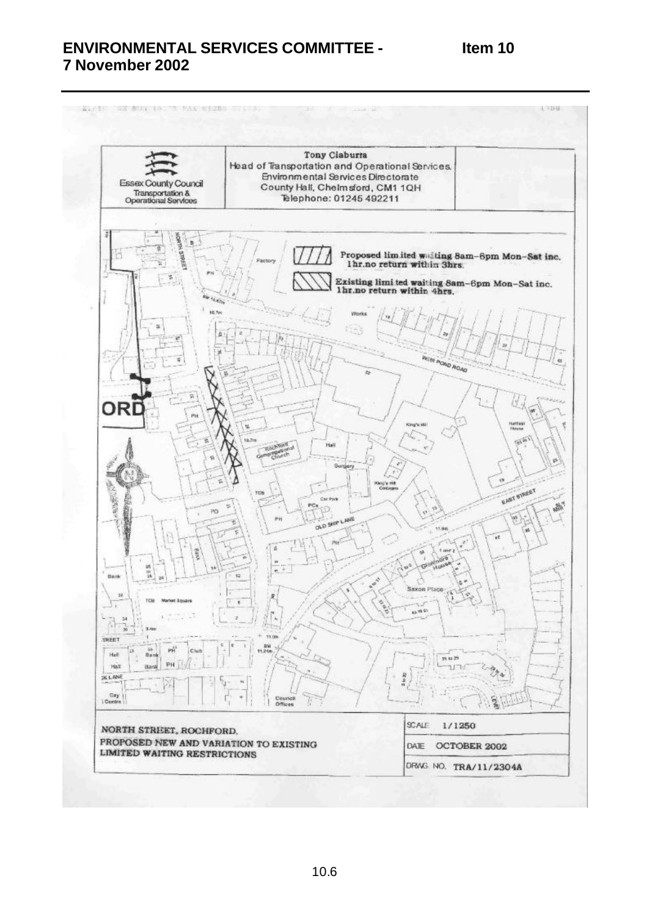ENVIRONMENTAL SERVICES COMMITTEE - 7 November 2002 | Item 10

Essex County Council
Transportation & Operational Services

Tony Claburra
Head of Transportation and Operational Services.
Environmental Services Directorate
County Hall, Chelmsford, CM1 1QH
Telephone: 01245 492211

Proposed limited waiting 8am–6pm Mon–Sat inc. 1hr.no return within 3hrs.

Existing limited waiting 8am–6pm Mon–Sat inc. 1hr.no return within 4hrs.

NORTH STREET, ROCHFORD.
PROPOSED NEW AND VARIATION TO EXISTING LIMITED WAITING RESTRICTIONS

SCALE 1/1250

DATE OCTOBER 2002

DRWG. NO. TRA/11/2304A